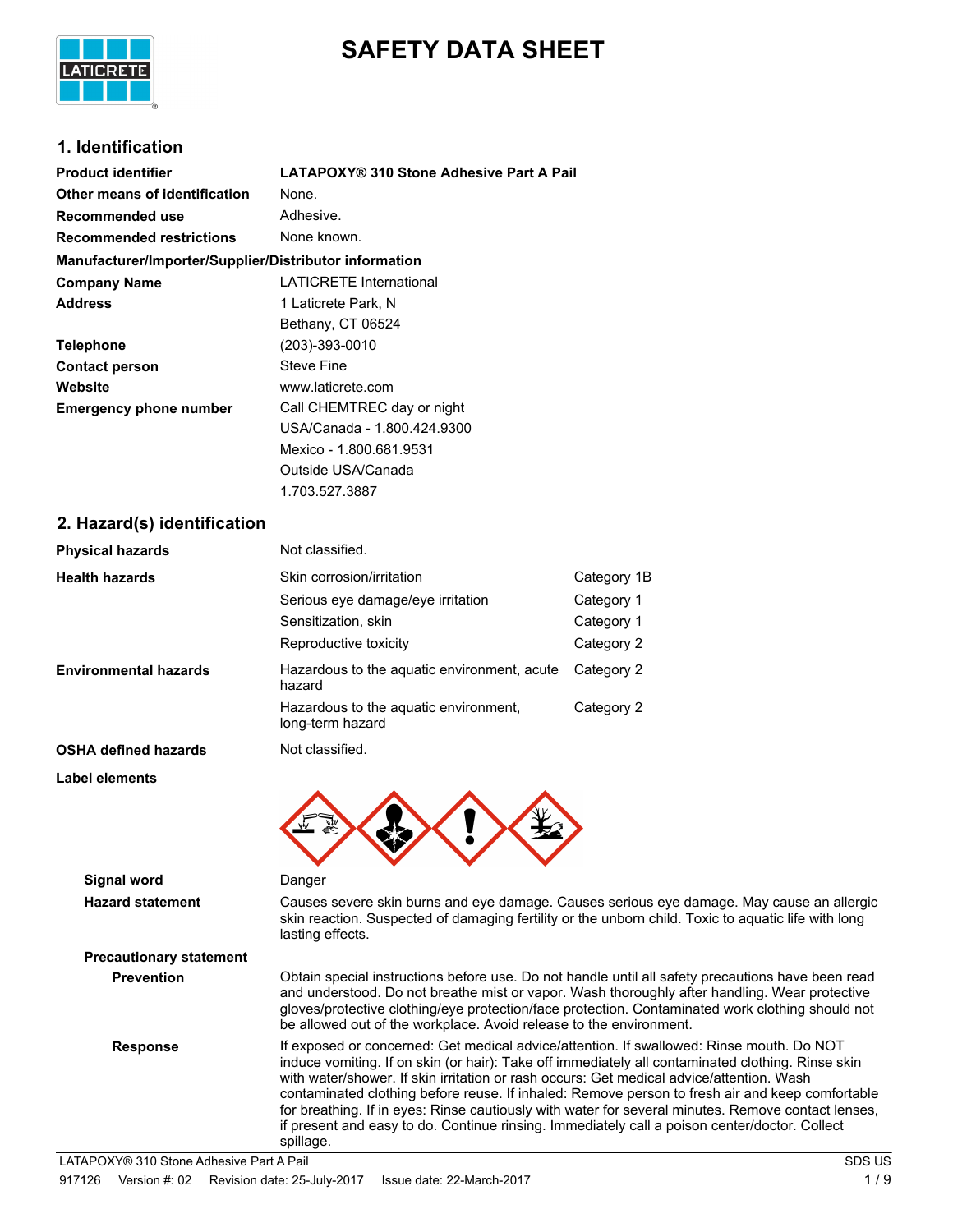# SAFETY DATA SHEET

## 1. Identification

| | |
|---|---|
| **Product identifier** | **LATAPOXY® 310 Stone Adhesive Part A Pail** |
| **Other means of identification** | None. |
| **Recommended use** | Adhesive. |
| **Recommended restrictions** | None known. |

**Manufacturer/Importer/Supplier/Distributor information**

| | |
|---|---|
| **Company Name** | LATICRETE International |
| **Address** | 1 Laticrete Park, N<br>Bethany, CT 06524 |
| **Telephone** | (203)-393-0010 |
| **Contact person** | Steve Fine |
| **Website** | www.laticrete.com |
| **Emergency phone number** | Call CHEMTREC day or night<br>USA/Canada - 1.800.424.9300<br>Mexico - 1.800.681.9531<br>Outside USA/Canada<br>1.703.527.3887 |

## 2. Hazard(s) identification

| | | |
|---|---|---|
| **Physical hazards** | Not classified. | |
| **Health hazards** | Skin corrosion/irritation | Category 1B |
| | Serious eye damage/eye irritation | Category 1 |
| | Sensitization, skin | Category 1 |
| | Reproductive toxicity | Category 2 |
| **Environmental hazards** | Hazardous to the aquatic environment, acute hazard | Category 2 |
| | Hazardous to the aquatic environment, long-term hazard | Category 2 |
| **OSHA defined hazards** | Not classified. | |

**Label elements**

**Signal word** Danger

**Hazard statement** Causes severe skin burns and eye damage. Causes serious eye damage. May cause an allergic skin reaction. Suspected of damaging fertility or the unborn child. Toxic to aquatic life with long lasting effects.

**Precautionary statement**

**Prevention** Obtain special instructions before use. Do not handle until all safety precautions have been read and understood. Do not breathe mist or vapor. Wash thoroughly after handling. Wear protective gloves/protective clothing/eye protection/face protection. Contaminated work clothing should not be allowed out of the workplace. Avoid release to the environment.

**Response** If exposed or concerned: Get medical advice/attention. If swallowed: Rinse mouth. Do NOT induce vomiting. If on skin (or hair): Take off immediately all contaminated clothing. Rinse skin with water/shower. If skin irritation or rash occurs: Get medical advice/attention. Wash contaminated clothing before reuse. If inhaled: Remove person to fresh air and keep comfortable for breathing. If in eyes: Rinse cautiously with water for several minutes. Remove contact lenses, if present and easy to do. Continue rinsing. Immediately call a poison center/doctor. Collect spillage.

LATAPOXY® 310 Stone Adhesive Part A Pail SDS US
917126 Version #: 02 Revision date: 25-July-2017 Issue date: 22-March-2017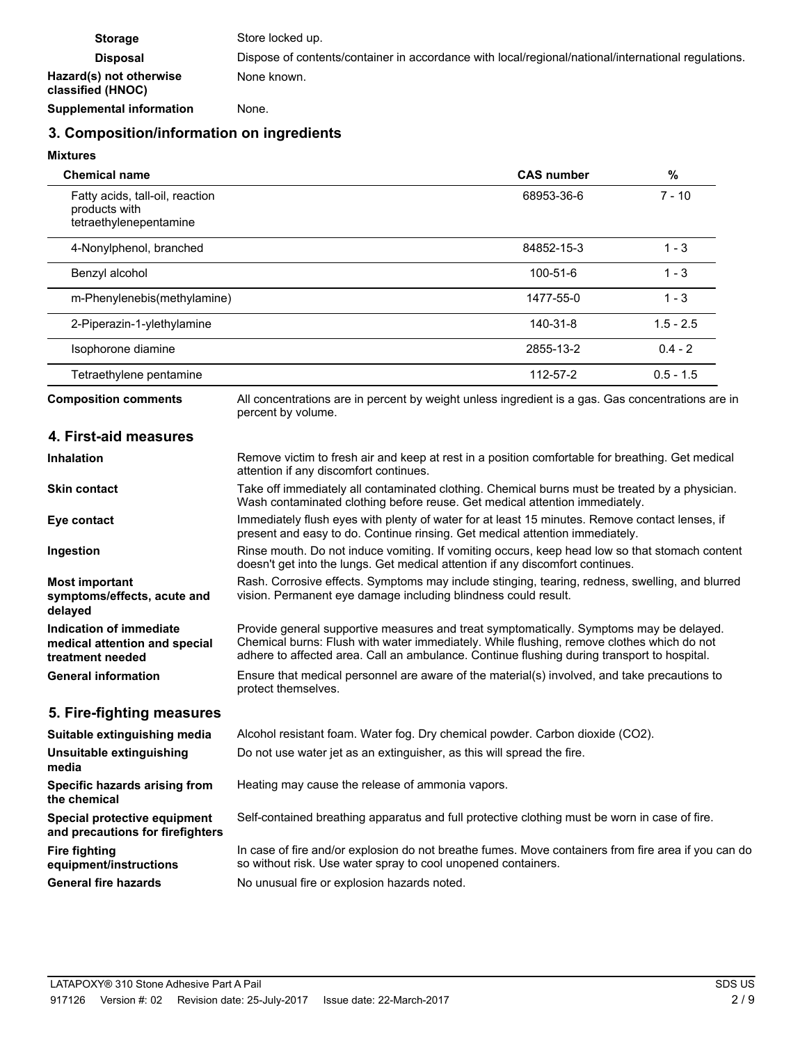| | |
|---|---|
| **Storage** | Store locked up. |
| **Disposal** | Dispose of contents/container in accordance with local/regional/national/international regulations. |
| **Hazard(s) not otherwise classified (HNOC)** | None known. |
| **Supplemental information** | None. |

## 3. Composition/information on ingredients

**Mixtures**

| Chemical name | CAS number | % |
|---|---|---|
| Fatty acids, tall-oil, reaction products with tetraethylenepentamine | 68953-36-6 | 7 - 10 |
| 4-Nonylphenol, branched | 84852-15-3 | 1 - 3 |
| Benzyl alcohol | 100-51-6 | 1 - 3 |
| m-Phenylenebis(methylamine) | 1477-55-0 | 1 - 3 |
| 2-Piperazin-1-ylethylamine | 140-31-8 | 1.5 - 2.5 |
| Isophorone diamine | 2855-13-2 | 0.4 - 2 |
| Tetraethylene pentamine | 112-57-2 | 0.5 - 1.5 |

| | |
|---|---|
| **Composition comments** | All concentrations are in percent by weight unless ingredient is a gas. Gas concentrations are in percent by volume. |

## 4. First-aid measures

| | |
|---|---|
| **Inhalation** | Remove victim to fresh air and keep at rest in a position comfortable for breathing. Get medical attention if any discomfort continues. |
| **Skin contact** | Take off immediately all contaminated clothing. Chemical burns must be treated by a physician. Wash contaminated clothing before reuse. Get medical attention immediately. |
| **Eye contact** | Immediately flush eyes with plenty of water for at least 15 minutes. Remove contact lenses, if present and easy to do. Continue rinsing. Get medical attention immediately. |
| **Ingestion** | Rinse mouth. Do not induce vomiting. If vomiting occurs, keep head low so that stomach content doesn't get into the lungs. Get medical attention if any discomfort continues. |
| **Most important symptoms/effects, acute and delayed** | Rash. Corrosive effects. Symptoms may include stinging, tearing, redness, swelling, and blurred vision. Permanent eye damage including blindness could result. |
| **Indication of immediate medical attention and special treatment needed** | Provide general supportive measures and treat symptomatically. Symptoms may be delayed. Chemical burns: Flush with water immediately. While flushing, remove clothes which do not adhere to affected area. Call an ambulance. Continue flushing during transport to hospital. |
| **General information** | Ensure that medical personnel are aware of the material(s) involved, and take precautions to protect themselves. |

## 5. Fire-fighting measures

| | |
|---|---|
| **Suitable extinguishing media** | Alcohol resistant foam. Water fog. Dry chemical powder. Carbon dioxide ($CO_2$). |
| **Unsuitable extinguishing media** | Do not use water jet as an extinguisher, as this will spread the fire. |
| **Specific hazards arising from the chemical** | Heating may cause the release of ammonia vapors. |
| **Special protective equipment and precautions for firefighters** | Self-contained breathing apparatus and full protective clothing must be worn in case of fire. |
| **Fire fighting equipment/instructions** | In case of fire and/or explosion do not breathe fumes. Move containers from fire area if you can do so without risk. Use water spray to cool unopened containers. |
| **General fire hazards** | No unusual fire or explosion hazards noted. |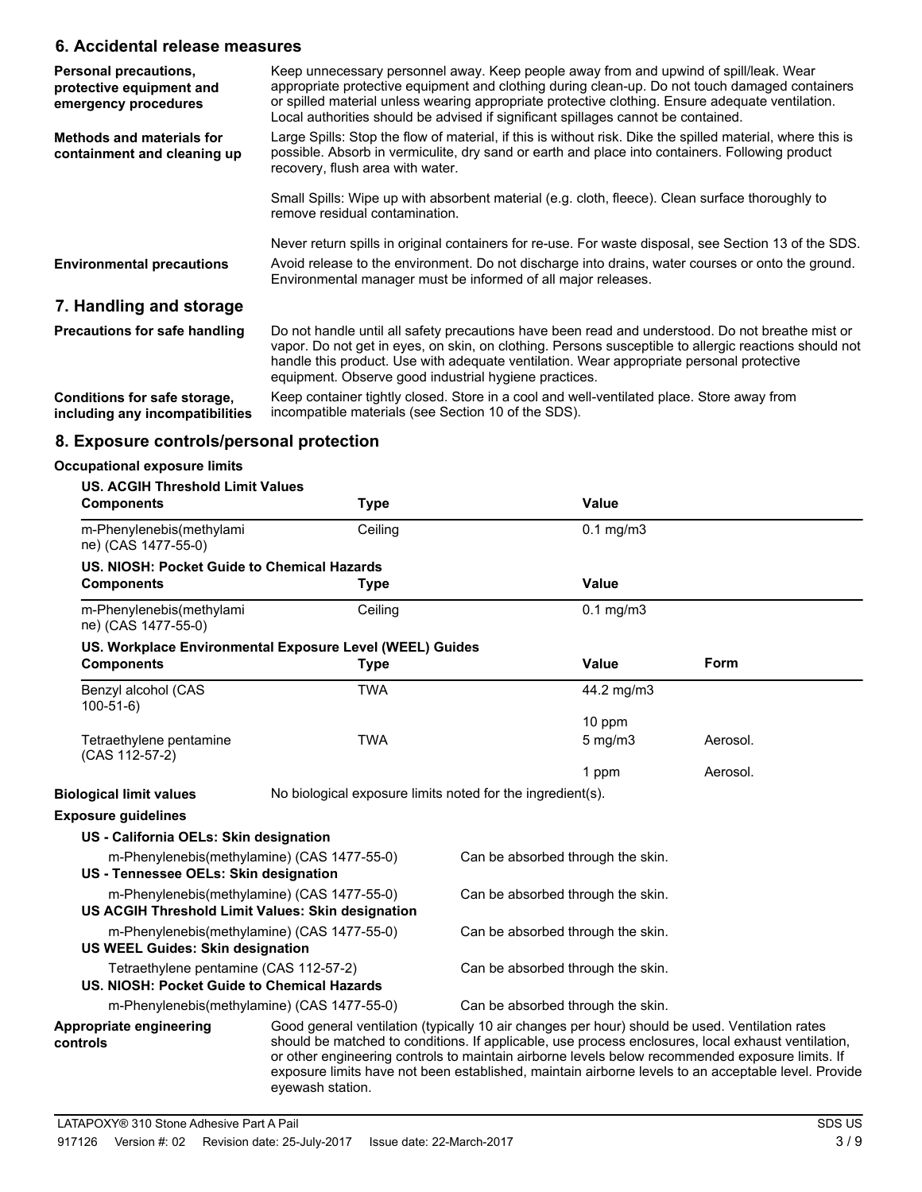## 6. Accidental release measures

**Personal precautions, protective equipment and emergency procedures**

Keep unnecessary personnel away. Keep people away from and upwind of spill/leak. Wear appropriate protective equipment and clothing during clean-up. Do not touch damaged containers or spilled material unless wearing appropriate protective clothing. Ensure adequate ventilation. Local authorities should be advised if significant spillages cannot be contained.

**Methods and materials for containment and cleaning up**

Large Spills: Stop the flow of material, if this is without risk. Dike the spilled material, where this is possible. Absorb in vermiculite, dry sand or earth and place into containers. Following product recovery, flush area with water.

Small Spills: Wipe up with absorbent material (e.g. cloth, fleece). Clean surface thoroughly to remove residual contamination.

Never return spills in original containers for re-use. For waste disposal, see Section 13 of the SDS.

**Environmental precautions**

Avoid release to the environment. Do not discharge into drains, water courses or onto the ground. Environmental manager must be informed of all major releases.

## 7. Handling and storage

**Precautions for safe handling**

Do not handle until all safety precautions have been read and understood. Do not breathe mist or vapor. Do not get in eyes, on skin, on clothing. Persons susceptible to allergic reactions should not handle this product. Use with adequate ventilation. Wear appropriate personal protective equipment. Observe good industrial hygiene practices.

**Conditions for safe storage, including any incompatibilities**

Keep container tightly closed. Store in a cool and well-ventilated place. Store away from incompatible materials (see Section 10 of the SDS).

## 8. Exposure controls/personal protection

**Occupational exposure limits**

**US. ACGIH Threshold Limit Values**

| Components | Type | Value |
|---|---|---|
| m-Phenylenebis(methylamine) (CAS 1477-55-0) | Ceiling | 0.1 mg/m3 |

**US. NIOSH: Pocket Guide to Chemical Hazards**

| Components | Type | Value |
|---|---|---|
| m-Phenylenebis(methylamine) (CAS 1477-55-0) | Ceiling | 0.1 mg/m3 |

**US. Workplace Environmental Exposure Level (WEEL) Guides**

| Components | Type | Value | Form |
|---|---|---|---|
| Benzyl alcohol (CAS 100-51-6) | TWA | 44.2 mg/m3 | |
| | | 10 ppm | |
| Tetraethylene pentamine (CAS 112-57-2) | TWA | 5 mg/m3 | Aerosol. |
| | | 1 ppm | Aerosol. |

**Biological limit values**

No biological exposure limits noted for the ingredient(s).

**Exposure guidelines**

**US - California OELs: Skin designation**

m-Phenylenebis(methylamine) (CAS 1477-55-0) — Can be absorbed through the skin.

**US - Tennessee OELs: Skin designation**

m-Phenylenebis(methylamine) (CAS 1477-55-0) — Can be absorbed through the skin.

**US ACGIH Threshold Limit Values: Skin designation**

m-Phenylenebis(methylamine) (CAS 1477-55-0) — Can be absorbed through the skin.

**US WEEL Guides: Skin designation**

Tetraethylene pentamine (CAS 112-57-2) — Can be absorbed through the skin.

**US. NIOSH: Pocket Guide to Chemical Hazards**

m-Phenylenebis(methylamine) (CAS 1477-55-0) — Can be absorbed through the skin.

**Appropriate engineering controls**

Good general ventilation (typically 10 air changes per hour) should be used. Ventilation rates should be matched to conditions. If applicable, use process enclosures, local exhaust ventilation, or other engineering controls to maintain airborne levels below recommended exposure limits. If exposure limits have not been established, maintain airborne levels to an acceptable level. Provide eyewash station.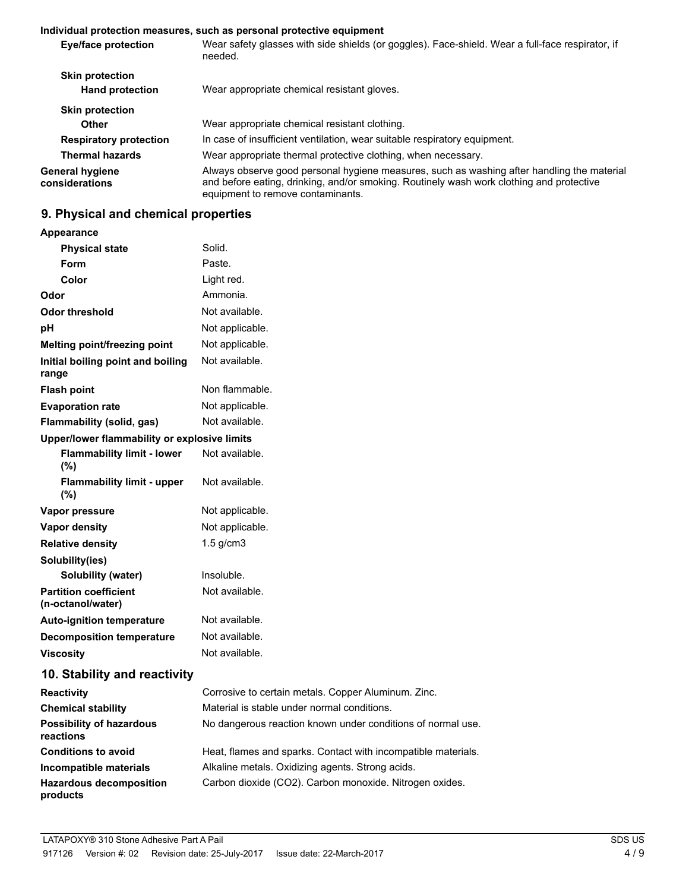**Individual protection measures, such as personal protective equipment**

| | |
|---|---|
| **Eye/face protection** | Wear safety glasses with side shields (or goggles). Face-shield. Wear a full-face respirator, if needed. |
| **Skin protection** | |
| **Hand protection** | Wear appropriate chemical resistant gloves. |
| **Skin protection** | |
| **Other** | Wear appropriate chemical resistant clothing. |
| **Respiratory protection** | In case of insufficient ventilation, wear suitable respiratory equipment. |
| **Thermal hazards** | Wear appropriate thermal protective clothing, when necessary. |
| **General hygiene considerations** | Always observe good personal hygiene measures, such as washing after handling the material and before eating, drinking, and/or smoking. Routinely wash work clothing and protective equipment to remove contaminants. |

## 9. Physical and chemical properties

| | |
|---|---|
| **Appearance** | |
| **Physical state** | Solid. |
| **Form** | Paste. |
| **Color** | Light red. |
| **Odor** | Ammonia. |
| **Odor threshold** | Not available. |
| **pH** | Not applicable. |
| **Melting point/freezing point** | Not applicable. |
| **Initial boiling point and boiling range** | Not available. |
| **Flash point** | Non flammable. |
| **Evaporation rate** | Not applicable. |
| **Flammability (solid, gas)** | Not available. |
| **Upper/lower flammability or explosive limits** | |
| **Flammability limit - lower (%)** | Not available. |
| **Flammability limit - upper (%)** | Not available. |
| **Vapor pressure** | Not applicable. |
| **Vapor density** | Not applicable. |
| **Relative density** | 1.5 g/cm3 |
| **Solubility(ies)** | |
| **Solubility (water)** | Insoluble. |
| **Partition coefficient (n-octanol/water)** | Not available. |
| **Auto-ignition temperature** | Not available. |
| **Decomposition temperature** | Not available. |
| **Viscosity** | Not available. |

## 10. Stability and reactivity

| | |
|---|---|
| **Reactivity** | Corrosive to certain metals. Copper Aluminum. Zinc. |
| **Chemical stability** | Material is stable under normal conditions. |
| **Possibility of hazardous reactions** | No dangerous reaction known under conditions of normal use. |
| **Conditions to avoid** | Heat, flames and sparks. Contact with incompatible materials. |
| **Incompatible materials** | Alkaline metals. Oxidizing agents. Strong acids. |
| **Hazardous decomposition products** | Carbon dioxide ($CO_2$). Carbon monoxide. Nitrogen oxides. |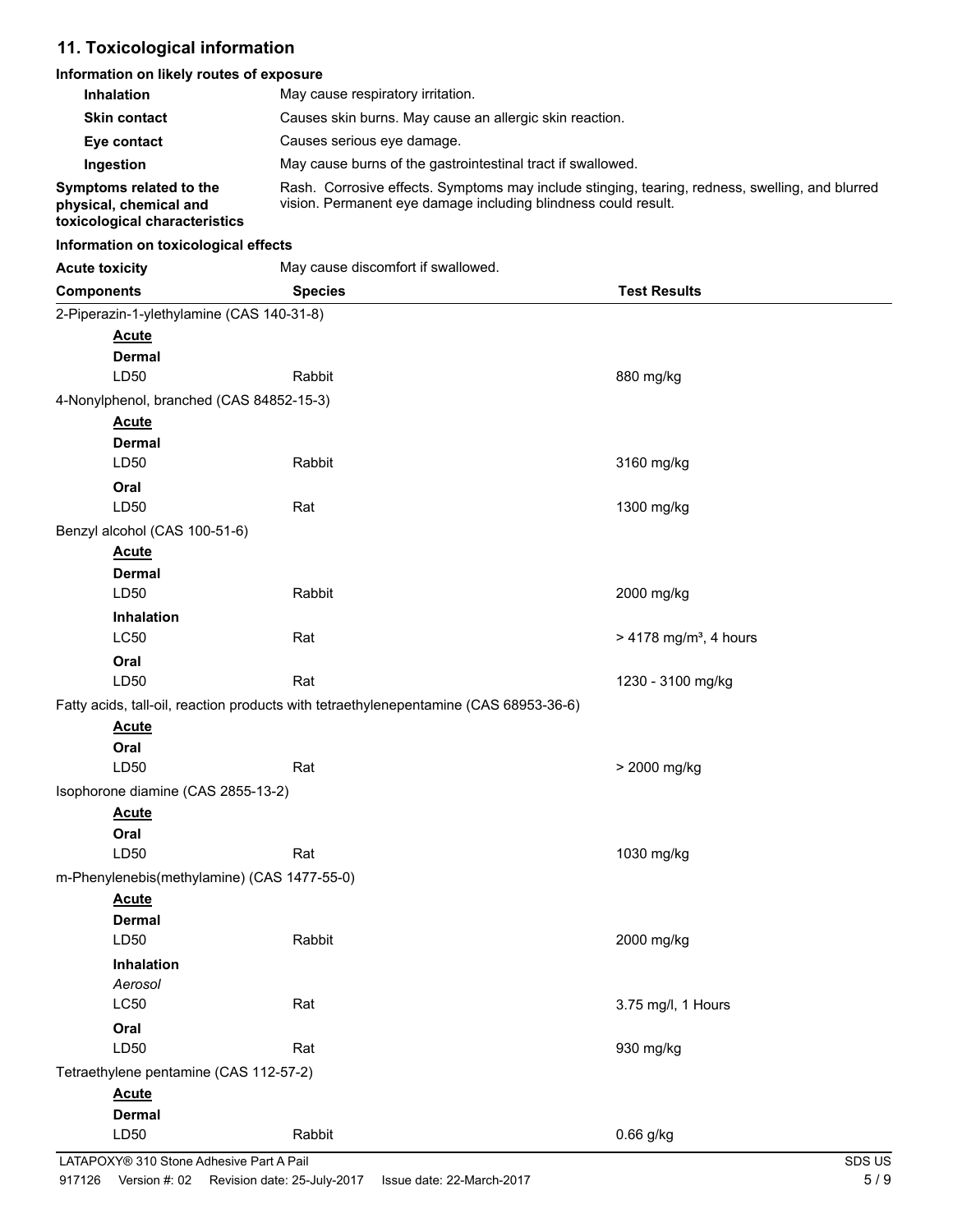## 11. Toxicological information

### Information on likely routes of exposure

| | |
|---|---|
| **Inhalation** | May cause respiratory irritation. |
| **Skin contact** | Causes skin burns. May cause an allergic skin reaction. |
| **Eye contact** | Causes serious eye damage. |
| **Ingestion** | May cause burns of the gastrointestinal tract if swallowed. |
| **Symptoms related to the physical, chemical and toxicological characteristics** | Rash. Corrosive effects. Symptoms may include stinging, tearing, redness, swelling, and blurred vision. Permanent eye damage including blindness could result. |

### Information on toxicological effects

**Acute toxicity** May cause discomfort if swallowed.

| Components | Species | Test Results |
|---|---|---|
| 2-Piperazin-1-ylethylamine (CAS 140-31-8) | | |
| **Acute** | | |
| **Dermal** | | |
| LD50 | Rabbit | 880 mg/kg |
| 4-Nonylphenol, branched (CAS 84852-15-3) | | |
| **Acute** | | |
| **Dermal** | | |
| LD50 | Rabbit | 3160 mg/kg |
| **Oral** | | |
| LD50 | Rat | 1300 mg/kg |
| Benzyl alcohol (CAS 100-51-6) | | |
| **Acute** | | |
| **Dermal** | | |
| LD50 | Rabbit | 2000 mg/kg |
| **Inhalation** | | |
| LC50 | Rat | > 4178 mg/m³, 4 hours |
| **Oral** | | |
| LD50 | Rat | 1230 - 3100 mg/kg |
| Fatty acids, tall-oil, reaction products with tetraethylenepentamine (CAS 68953-36-6) | | |
| **Acute** | | |
| **Oral** | | |
| LD50 | Rat | > 2000 mg/kg |
| Isophorone diamine (CAS 2855-13-2) | | |
| **Acute** | | |
| **Oral** | | |
| LD50 | Rat | 1030 mg/kg |
| m-Phenylenebis(methylamine) (CAS 1477-55-0) | | |
| **Acute** | | |
| **Dermal** | | |
| LD50 | Rabbit | 2000 mg/kg |
| **Inhalation** | | |
| *Aerosol* | | |
| LC50 | Rat | 3.75 mg/l, 1 Hours |
| **Oral** | | |
| LD50 | Rat | 930 mg/kg |
| Tetraethylene pentamine (CAS 112-57-2) | | |
| **Acute** | | |
| **Dermal** | | |
| LD50 | Rabbit | 0.66 g/kg |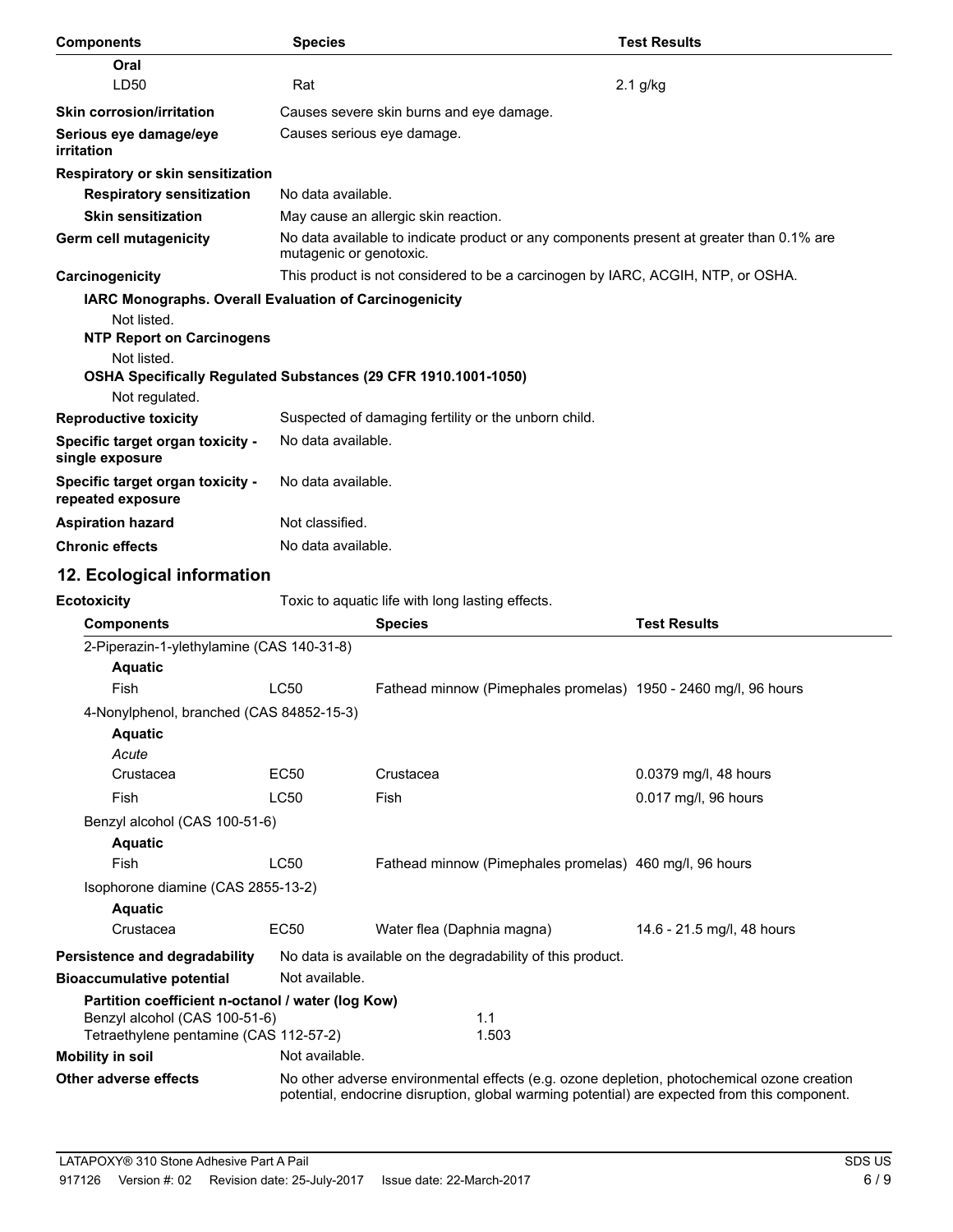| Components | Species | Test Results |
| --- | --- | --- |
| **Oral** | | |
| LD50 | Rat | 2.1 g/kg |

**Skin corrosion/irritation** Causes severe skin burns and eye damage.

**Serious eye damage/eye irritation** Causes serious eye damage.

**Respiratory or skin sensitization**

**Respiratory sensitization** No data available.

**Skin sensitization** May cause an allergic skin reaction.

**Germ cell mutagenicity** No data available to indicate product or any components present at greater than 0.1% are mutagenic or genotoxic.

**Carcinogenicity** This product is not considered to be a carcinogen by IARC, ACGIH, NTP, or OSHA.

**IARC Monographs. Overall Evaluation of Carcinogenicity**

Not listed.

**NTP Report on Carcinogens**

Not listed.

**OSHA Specifically Regulated Substances (29 CFR 1910.1001-1050)**

Not regulated.

**Reproductive toxicity** Suspected of damaging fertility or the unborn child.

**Specific target organ toxicity - single exposure** No data available.

**Specific target organ toxicity - repeated exposure** No data available.

**Aspiration hazard** Not classified.

**Chronic effects** No data available.

## 12. Ecological information

**Ecotoxicity** Toxic to aquatic life with long lasting effects.

| Components | | Species | Test Results |
| --- | --- | --- | --- |
| 2-Piperazin-1-ylethylamine (CAS 140-31-8) | | | |
| **Aquatic** | | | |
| Fish | LC50 | Fathead minnow (Pimephales promelas) | 1950 - 2460 mg/l, 96 hours |
| 4-Nonylphenol, branched (CAS 84852-15-3) | | | |
| **Aquatic** | | | |
| *Acute* | | | |
| Crustacea | EC50 | Crustacea | 0.0379 mg/l, 48 hours |
| Fish | LC50 | Fish | 0.017 mg/l, 96 hours |
| Benzyl alcohol (CAS 100-51-6) | | | |
| **Aquatic** | | | |
| Fish | LC50 | Fathead minnow (Pimephales promelas) | 460 mg/l, 96 hours |
| Isophorone diamine (CAS 2855-13-2) | | | |
| **Aquatic** | | | |
| Crustacea | EC50 | Water flea (Daphnia magna) | 14.6 - 21.5 mg/l, 48 hours |

**Persistence and degradability** No data is available on the degradability of this product.

**Bioaccumulative potential** Not available.

**Partition coefficient n-octanol / water (log Kow)**

| | |
| --- | --- |
| Benzyl alcohol (CAS 100-51-6) | 1.1 |
| Tetraethylene pentamine (CAS 112-57-2) | 1.503 |

**Mobility in soil** Not available.

**Other adverse effects** No other adverse environmental effects (e.g. ozone depletion, photochemical ozone creation potential, endocrine disruption, global warming potential) are expected from this component.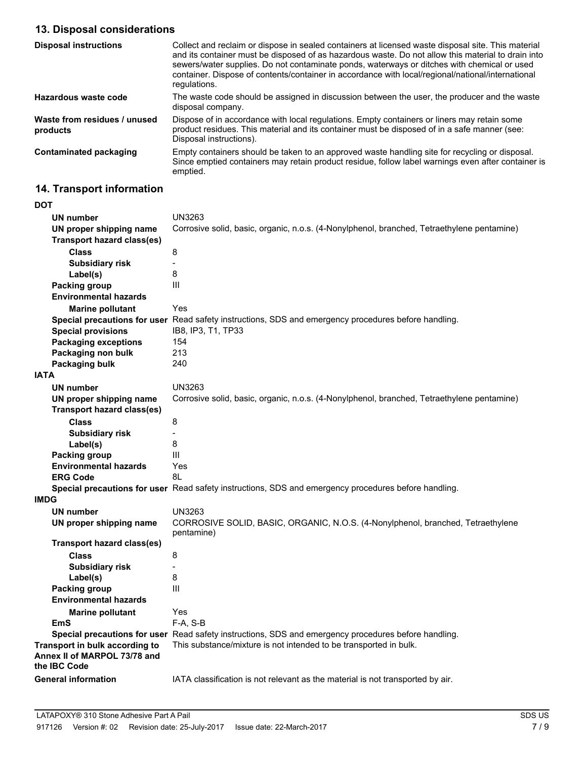## 13. Disposal considerations

| | |
|---|---|
| **Disposal instructions** | Collect and reclaim or dispose in sealed containers at licensed waste disposal site. This material and its container must be disposed of as hazardous waste. Do not allow this material to drain into sewers/water supplies. Do not contaminate ponds, waterways or ditches with chemical or used container. Dispose of contents/container in accordance with local/regional/national/international regulations. |
| **Hazardous waste code** | The waste code should be assigned in discussion between the user, the producer and the waste disposal company. |
| **Waste from residues / unused products** | Dispose of in accordance with local regulations. Empty containers or liners may retain some product residues. This material and its container must be disposed of in a safe manner (see: Disposal instructions). |
| **Contaminated packaging** | Empty containers should be taken to an approved waste handling site for recycling or disposal. Since emptied containers may retain product residue, follow label warnings even after container is emptied. |

## 14. Transport information

**DOT**

| | |
|---|---|
| **UN number** | UN3263 |
| **UN proper shipping name** | Corrosive solid, basic, organic, n.o.s. (4-Nonylphenol, branched, Tetraethylene pentamine) |
| **Transport hazard class(es)** | |
| **Class** | 8 |
| **Subsidiary risk** | - |
| **Label(s)** | 8 |
| **Packing group** | III |
| **Environmental hazards** | |
| **Marine pollutant** | Yes |
| **Special precautions for user** | Read safety instructions, SDS and emergency procedures before handling. |
| **Special provisions** | IB8, IP3, T1, TP33 |
| **Packaging exceptions** | 154 |
| **Packaging non bulk** | 213 |
| **Packaging bulk** | 240 |

**IATA**

| | |
|---|---|
| **UN number** | UN3263 |
| **UN proper shipping name** | Corrosive solid, basic, organic, n.o.s. (4-Nonylphenol, branched, Tetraethylene pentamine) |
| **Transport hazard class(es)** | |
| **Class** | 8 |
| **Subsidiary risk** | - |
| **Label(s)** | 8 |
| **Packing group** | III |
| **Environmental hazards** | Yes |
| **ERG Code** | 8L |
| **Special precautions for user** | Read safety instructions, SDS and emergency procedures before handling. |

**IMDG**

| | |
|---|---|
| **UN number** | UN3263 |
| **UN proper shipping name** | CORROSIVE SOLID, BASIC, ORGANIC, N.O.S. (4-Nonylphenol, branched, Tetraethylene pentamine) |
| **Transport hazard class(es)** | |
| **Class** | 8 |
| **Subsidiary risk** | - |
| **Label(s)** | 8 |
| **Packing group** | III |
| **Environmental hazards** | |
| **Marine pollutant** | Yes |
| **EmS** | F-A, S-B |
| **Special precautions for user** | Read safety instructions, SDS and emergency procedures before handling. |

| | |
|---|---|
| **Transport in bulk according to Annex II of MARPOL 73/78 and the IBC Code** | This substance/mixture is not intended to be transported in bulk. |
| **General information** | IATA classification is not relevant as the material is not transported by air. |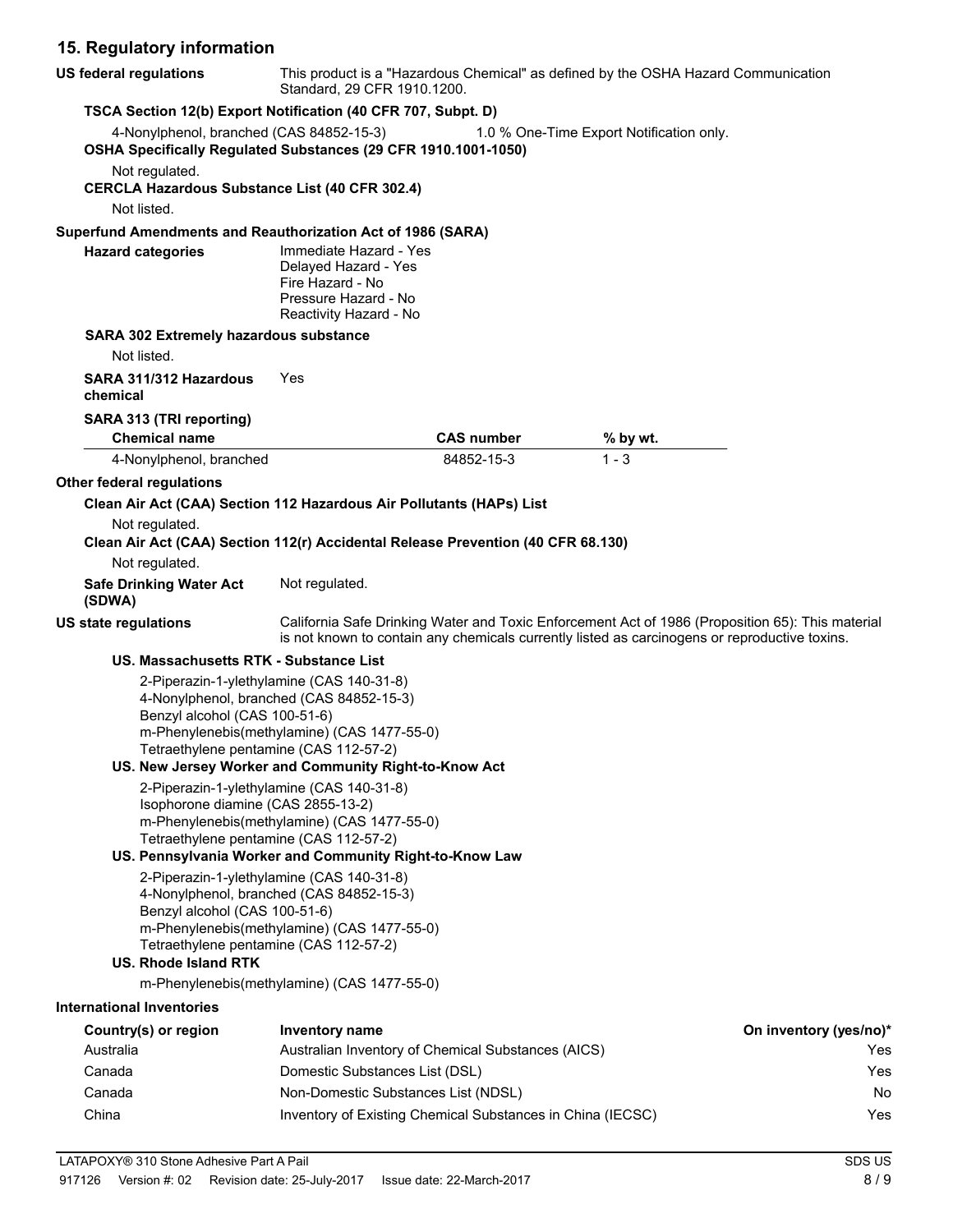## 15. Regulatory information

**US federal regulations** This product is a "Hazardous Chemical" as defined by the OSHA Hazard Communication Standard, 29 CFR 1910.1200.

**TSCA Section 12(b) Export Notification (40 CFR 707, Subpt. D)**

4-Nonylphenol, branched (CAS 84852-15-3) 1.0 % One-Time Export Notification only.

**OSHA Specifically Regulated Substances (29 CFR 1910.1001-1050)**

Not regulated.

**CERCLA Hazardous Substance List (40 CFR 302.4)**

Not listed.

**Superfund Amendments and Reauthorization Act of 1986 (SARA)**

**Hazard categories**
Immediate Hazard - Yes
Delayed Hazard - Yes
Fire Hazard - No
Pressure Hazard - No
Reactivity Hazard - No

**SARA 302 Extremely hazardous substance**

Not listed.

**SARA 311/312 Hazardous chemical** Yes

**SARA 313 (TRI reporting)**

| Chemical name | CAS number | % by wt. |
|---|---|---|
| 4-Nonylphenol, branched | 84852-15-3 | 1 - 3 |

**Other federal regulations**

**Clean Air Act (CAA) Section 112 Hazardous Air Pollutants (HAPs) List**

Not regulated.

**Clean Air Act (CAA) Section 112(r) Accidental Release Prevention (40 CFR 68.130)**

Not regulated.

**Safe Drinking Water Act (SDWA)** Not regulated.

**US state regulations** California Safe Drinking Water and Toxic Enforcement Act of 1986 (Proposition 65): This material is not known to contain any chemicals currently listed as carcinogens or reproductive toxins.

**US. Massachusetts RTK - Substance List**

2-Piperazin-1-ylethylamine (CAS 140-31-8)
4-Nonylphenol, branched (CAS 84852-15-3)
Benzyl alcohol (CAS 100-51-6)
m-Phenylenebis(methylamine) (CAS 1477-55-0)
Tetraethylene pentamine (CAS 112-57-2)

**US. New Jersey Worker and Community Right-to-Know Act**

2-Piperazin-1-ylethylamine (CAS 140-31-8)
Isophorone diamine (CAS 2855-13-2)
m-Phenylenebis(methylamine) (CAS 1477-55-0)
Tetraethylene pentamine (CAS 112-57-2)

**US. Pennsylvania Worker and Community Right-to-Know Law**

2-Piperazin-1-ylethylamine (CAS 140-31-8)
4-Nonylphenol, branched (CAS 84852-15-3)
Benzyl alcohol (CAS 100-51-6)
m-Phenylenebis(methylamine) (CAS 1477-55-0)
Tetraethylene pentamine (CAS 112-57-2)

**US. Rhode Island RTK**

m-Phenylenebis(methylamine) (CAS 1477-55-0)

**International Inventories**

| Country(s) or region | Inventory name | On inventory (yes/no)* |
|---|---|---|
| Australia | Australian Inventory of Chemical Substances (AICS) | Yes |
| Canada | Domestic Substances List (DSL) | Yes |
| Canada | Non-Domestic Substances List (NDSL) | No |
| China | Inventory of Existing Chemical Substances in China (IECSC) | Yes |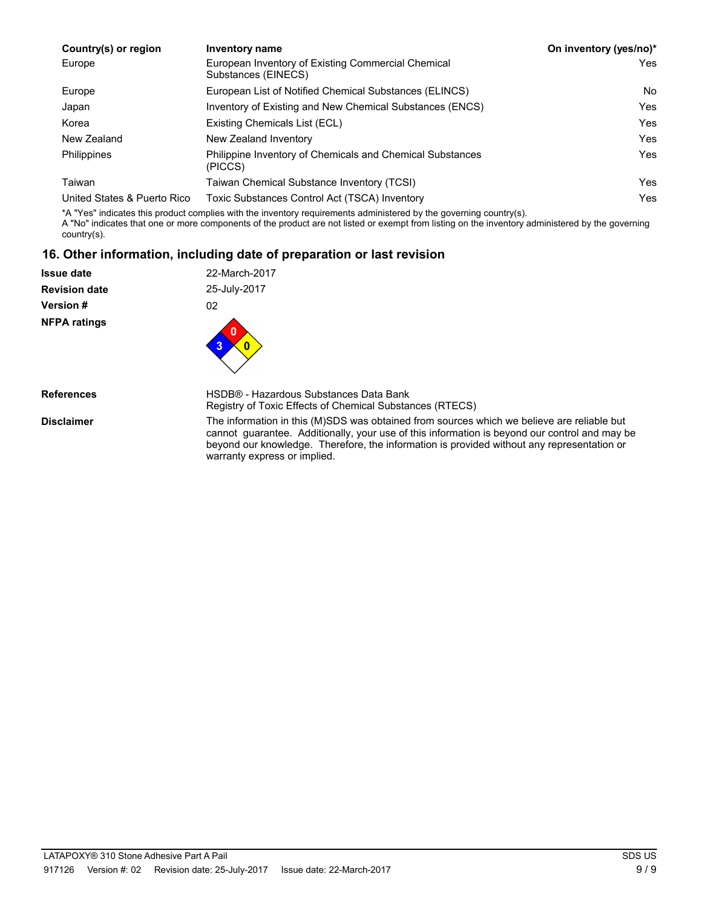| Country(s) or region | Inventory name | On inventory (yes/no)* |
|---|---|---|
| Europe | European Inventory of Existing Commercial Chemical Substances (EINECS) | Yes |
| Europe | European List of Notified Chemical Substances (ELINCS) | No |
| Japan | Inventory of Existing and New Chemical Substances (ENCS) | Yes |
| Korea | Existing Chemicals List (ECL) | Yes |
| New Zealand | New Zealand Inventory | Yes |
| Philippines | Philippine Inventory of Chemicals and Chemical Substances (PICCS) | Yes |
| Taiwan | Taiwan Chemical Substance Inventory (TCSI) | Yes |
| United States & Puerto Rico | Toxic Substances Control Act (TSCA) Inventory | Yes |

*A "Yes" indicates this product complies with the inventory requirements administered by the governing country(s).
A "No" indicates that one or more components of the product are not listed or exempt from listing on the inventory administered by the governing country(s).

## 16. Other information, including date of preparation or last revision

**Issue date** 22-March-2017

**Revision date** 25-July-2017

**Version #** 02

**NFPA ratings**

0
3 0

**References** HSDB® - Hazardous Substances Data Bank
Registry of Toxic Effects of Chemical Substances (RTECS)

**Disclaimer** The information in this (M)SDS was obtained from sources which we believe are reliable but cannot guarantee. Additionally, your use of this information is beyond our control and may be beyond our knowledge. Therefore, the information is provided without any representation or warranty express or implied.